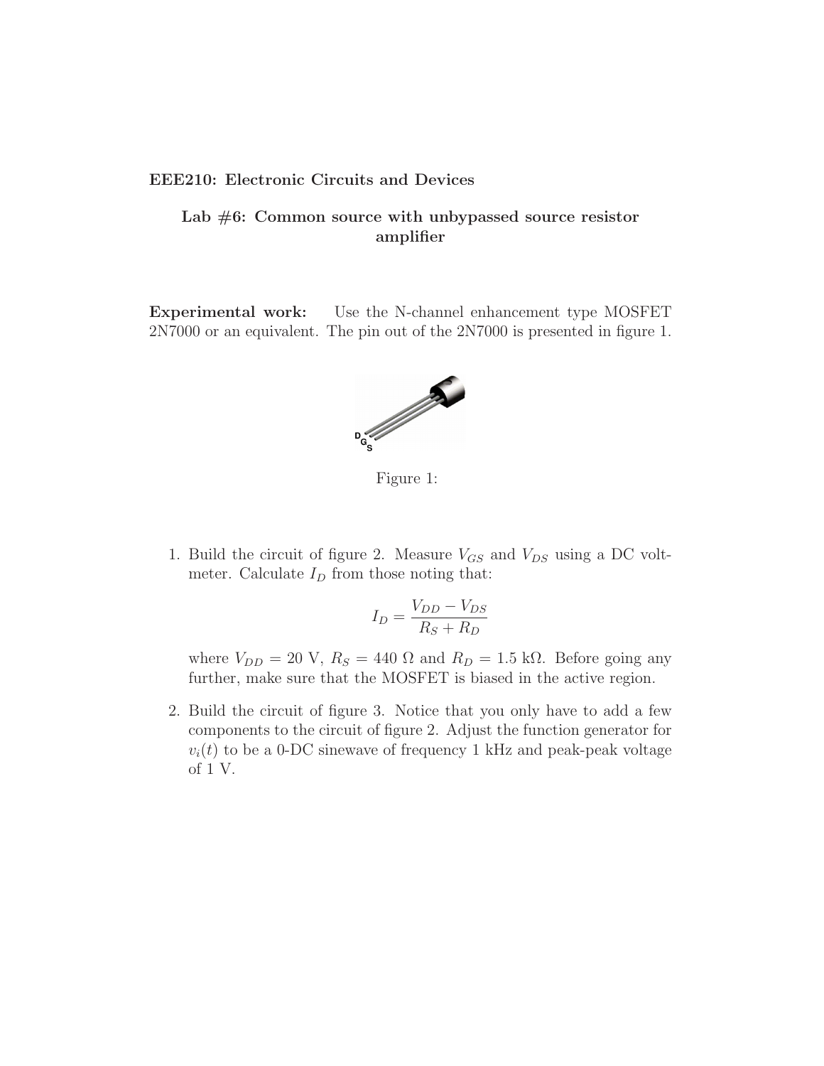**EEE210: Electronic Circuits and Devices**

## Lab #6: Common source with unbypassed source resistor amplifier

**Experimental work:** Use the N-channel enhancement type MOSFET 2N7000 or an equivalent. The pin out of the 2N7000 is presented in figure 1.

Figure 1:

1. Build the circuit of figure 2. Measure $V_{GS}$ and $V_{DS}$ using a DC voltmeter. Calculate $I_D$ from those noting that:

$$I_D = \frac{V_{DD} - V_{DS}}{R_S + R_D}$$

   where $V_{DD} = 20$ V, $R_S = 440\ \Omega$ and $R_D = 1.5$ k$\Omega$. Before going any further, make sure that the MOSFET is biased in the active region.

2. Build the circuit of figure 3. Notice that you only have to add a few components to the circuit of figure 2. Adjust the function generator for $v_i(t)$ to be a 0-DC sinewave of frequency 1 kHz and peak-peak voltage of 1 V.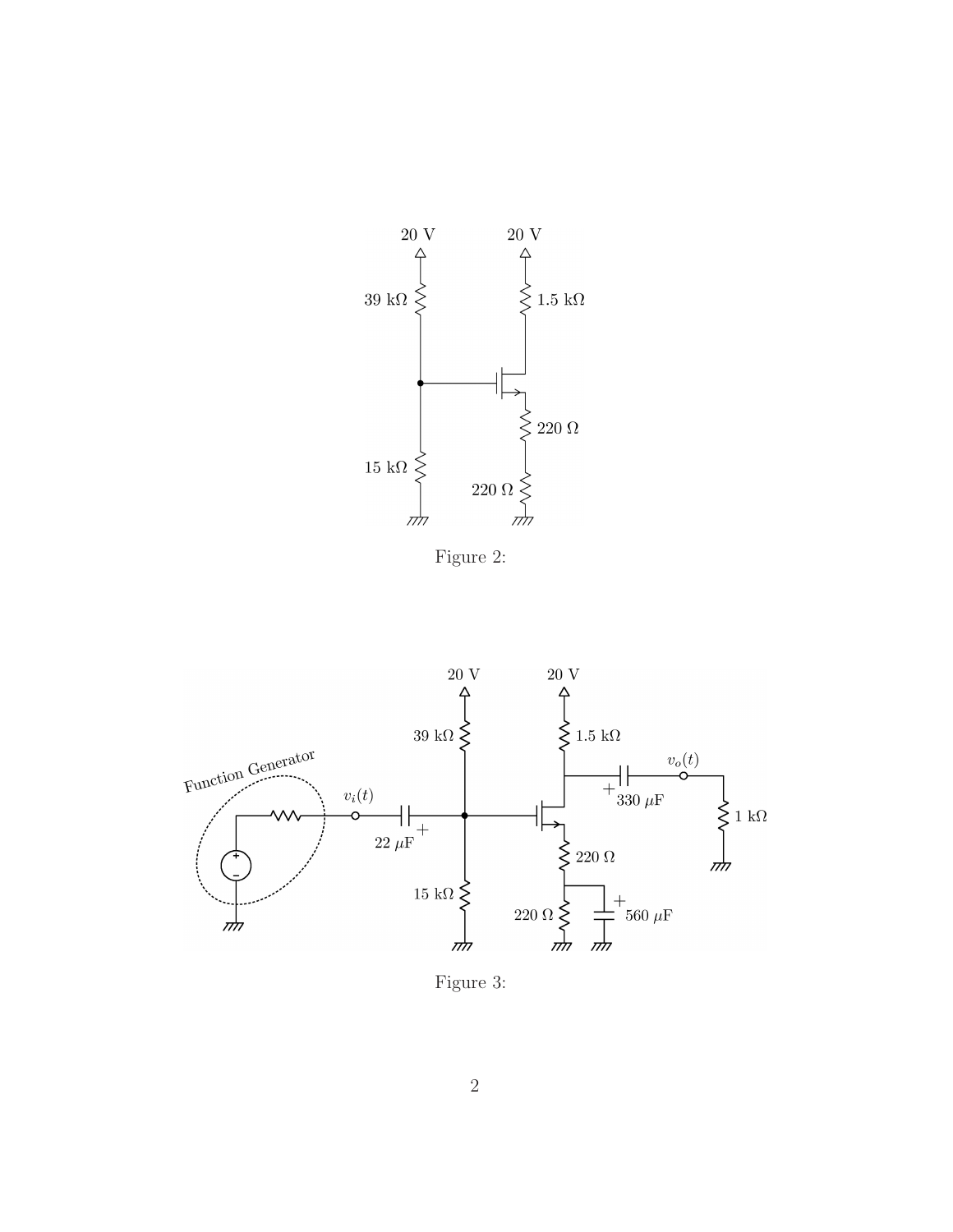Figure 2:

Figure 3: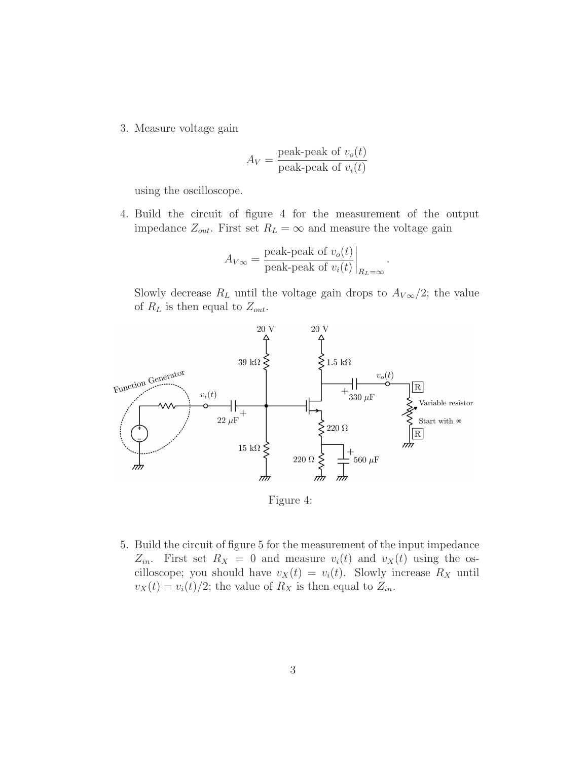3. Measure voltage gain

$$A_V = \frac{\text{peak-peak of } v_o(t)}{\text{peak-peak of } v_i(t)}$$

   using the oscilloscope.

4. Build the circuit of figure 4 for the measurement of the output impedance $Z_{out}$. First set $R_L = \infty$ and measure the voltage gain

$$A_{V\infty} = \left.\frac{\text{peak-peak of } v_o(t)}{\text{peak-peak of } v_i(t)}\right|_{R_L=\infty}.$$

   Slowly decrease $R_L$ until the voltage gain drops to $A_{V\infty}/2$; the value of $R_L$ is then equal to $Z_{out}$.

Figure 4:

5. Build the circuit of figure 5 for the measurement of the input impedance $Z_{in}$. First set $R_X = 0$ and measure $v_i(t)$ and $v_X(t)$ using the oscilloscope; you should have $v_X(t) = v_i(t)$. Slowly increase $R_X$ until $v_X(t) = v_i(t)/2$; the value of $R_X$ is then equal to $Z_{in}$.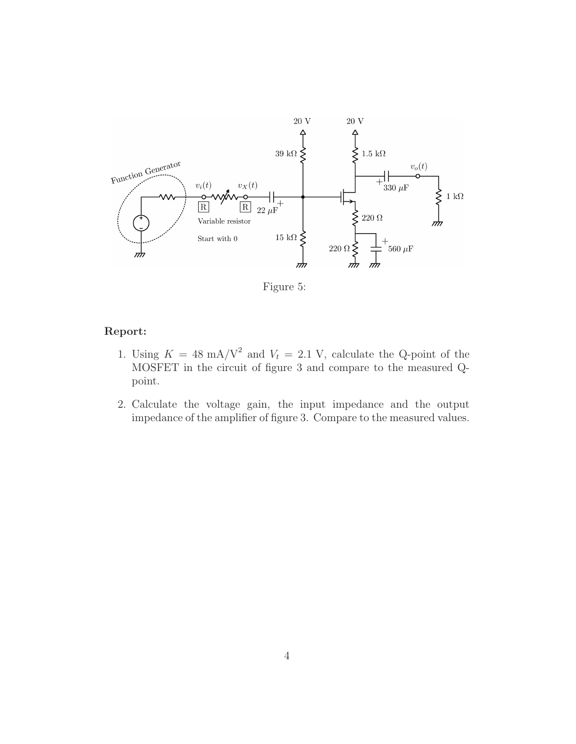20 V

20 V

39 kΩ

1.5 kΩ

$v_o(t)$

Function Generator

$v_i(t)$

$v_X(t)$

R

R

22 $\mu$F

Variable resistor

Start with 0

330 $\mu$F

1 kΩ

220 Ω

15 kΩ

220 Ω

560 $\mu$F

Figure 5:

**Report:**

1. Using $K = 48$ mA/V$^2$ and $V_t = 2.1$ V, calculate the Q-point of the MOSFET in the circuit of figure 3 and compare to the measured Q-point.
2. Calculate the voltage gain, the input impedance and the output impedance of the amplifier of figure 3. Compare to the measured values.